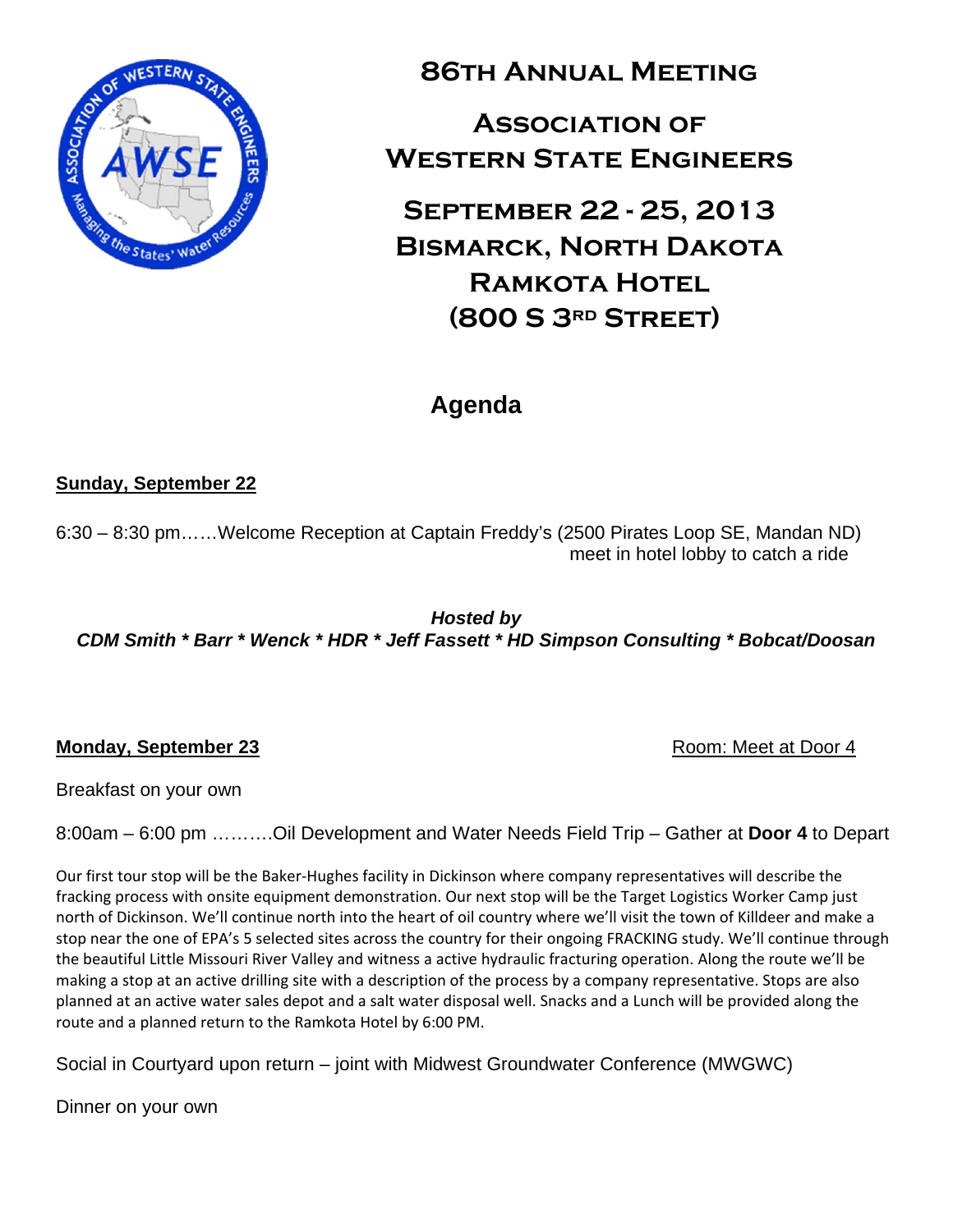# 86th Annual Meeting

# Association of Western State Engineers

## September 22 - 25, 2013
## Bismarck, North Dakota
## Ramkota Hotel
## (800 S 3rd Street)

## Agenda

**Sunday, September 22**

6:30 – 8:30 pm……Welcome Reception at Captain Freddy's (2500 Pirates Loop SE, Mandan ND) meet in hotel lobby to catch a ride

***Hosted by***
***CDM Smith * Barr * Wenck * HDR * Jeff Fassett * HD Simpson Consulting * Bobcat/Doosan***

**Monday, September 23** Room: Meet at Door 4

Breakfast on your own

8:00am – 6:00 pm ……….Oil Development and Water Needs Field Trip – Gather at **Door 4** to Depart

Our first tour stop will be the Baker-Hughes facility in Dickinson where company representatives will describe the fracking process with onsite equipment demonstration. Our next stop will be the Target Logistics Worker Camp just north of Dickinson. We'll continue north into the heart of oil country where we'll visit the town of Killdeer and make a stop near the one of EPA's 5 selected sites across the country for their ongoing FRACKING study. We'll continue through the beautiful Little Missouri River Valley and witness a active hydraulic fracturing operation. Along the route we'll be making a stop at an active drilling site with a description of the process by a company representative. Stops are also planned at an active water sales depot and a salt water disposal well. Snacks and a Lunch will be provided along the route and a planned return to the Ramkota Hotel by 6:00 PM.

Social in Courtyard upon return – joint with Midwest Groundwater Conference (MWGWC)

Dinner on your own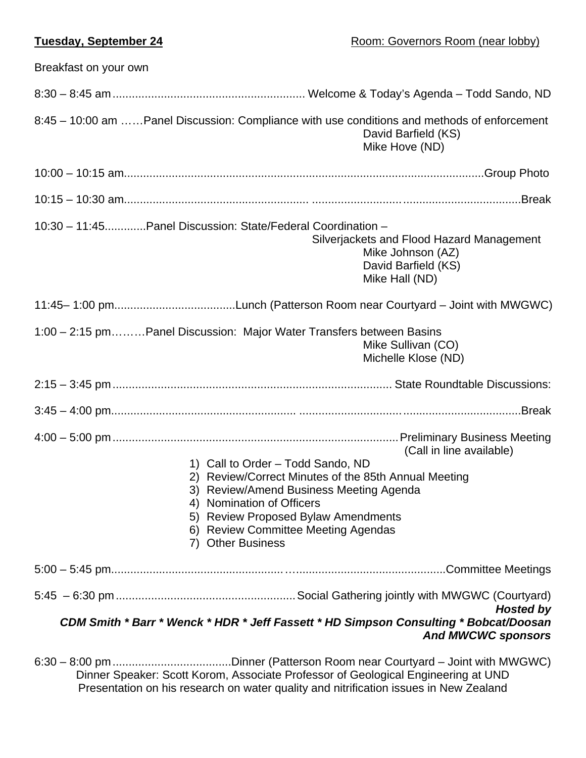**Tuesday, September 24** — Room: Governors Room (near lobby)

Breakfast on your own

8:30 – 8:45 am ........................................................... Welcome & Today's Agenda – Todd Sando, ND

8:45 – 10:00 am ……Panel Discussion: Compliance with use conditions and methods of enforcement
David Barfield (KS)
Mike Hove (ND)

10:00 – 10:15 am ................................................................................................................Group Photo

10:15 – 10:30 am ........................................................ ..............................................................Break

10:30 – 11:45 ............Panel Discussion: State/Federal Coordination –
Silverjackets and Flood Hazard Management
Mike Johnson (AZ)
David Barfield (KS)
Mike Hall (ND)

11:45– 1:00 pm ......................................Lunch (Patterson Room near Courtyard – Joint with MWGWC)

1:00 – 2:15 pm………Panel Discussion: Major Water Transfers between Basins
Mike Sullivan (CO)
Michelle Klose (ND)

2:15 – 3:45 pm ...................................................................................... State Roundtable Discussions:

3:45 – 4:00 pm ....................................................... ....................................................................Break

4:00 – 5:00 pm ......................................................................................... Preliminary Business Meeting
(Call in line available)

1) Call to Order – Todd Sando, ND
2) Review/Correct Minutes of the 85th Annual Meeting
3) Review/Amend Business Meeting Agenda
4) Nomination of Officers
5) Review Proposed Bylaw Amendments
6) Review Committee Meeting Agendas
7) Other Business

5:00 – 5:45 pm .................................................... …..............................................Committee Meetings

5:45 – 6:30 pm ........................................................ Social Gathering jointly with MWGWC (Courtyard)

***Hosted by***
***CDM Smith * Barr * Wenck * HDR * Jeff Fassett * HD Simpson Consulting * Bobcat/Doosan***
***And MWCWC sponsors***

6:30 – 8:00 pm .....................................Dinner (Patterson Room near Courtyard – Joint with MWGWC)

Dinner Speaker: Scott Korom, Associate Professor of Geological Engineering at UND
Presentation on his research on water quality and nitrification issues in New Zealand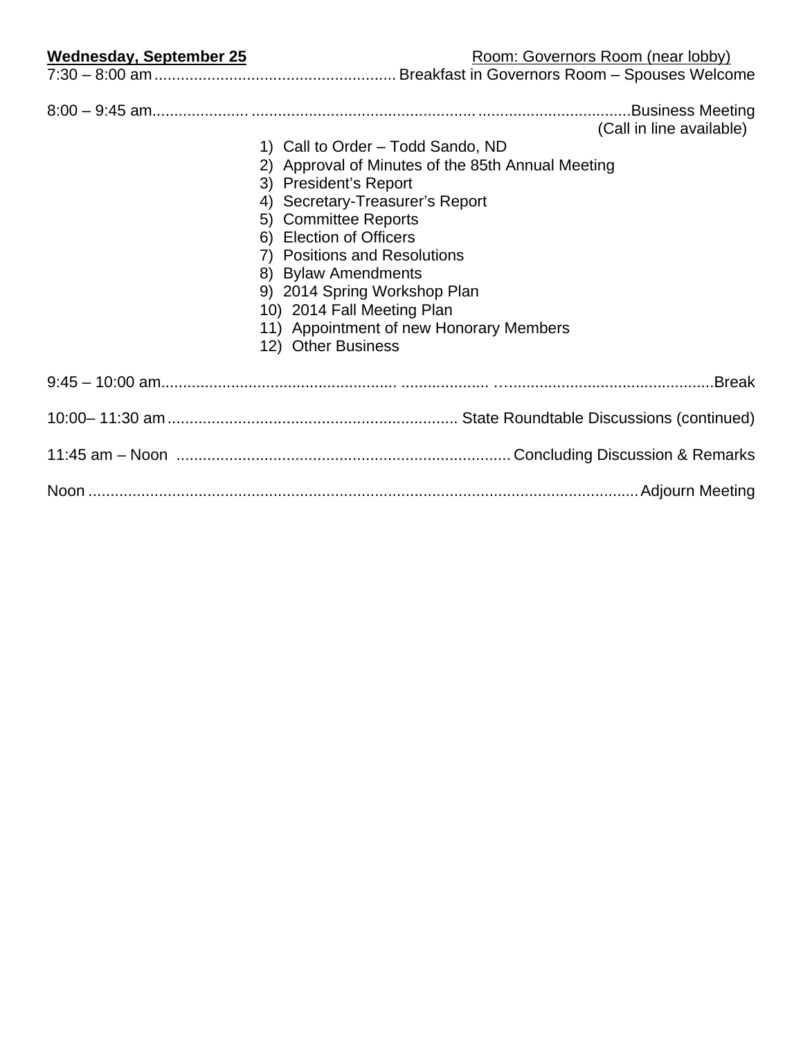**Wednesday, September 25** Room: Governors Room (near lobby)

7:30 – 8:00 am ...................................................... Breakfast in Governors Room – Spouses Welcome

8:00 – 9:45 am..................... .................................................... ..................................Business Meeting
(Call in line available)

1) Call to Order – Todd Sando, ND
2) Approval of Minutes of the 85th Annual Meeting
3) President's Report
4) Secretary-Treasurer's Report
5) Committee Reports
6) Election of Officers
7) Positions and Resolutions
8) Bylaw Amendments
9) 2014 Spring Workshop Plan
10) 2014 Fall Meeting Plan
11) Appointment of new Honorary Members
12) Other Business

9:45 – 10:00 am.................................................... .................... …..............................................Break

10:00– 11:30 am .................................................................. State Roundtable Discussions (continued)

11:45 am – Noon ........................................................................... Concluding Discussion & Remarks

Noon ............................................................................................................................ Adjourn Meeting